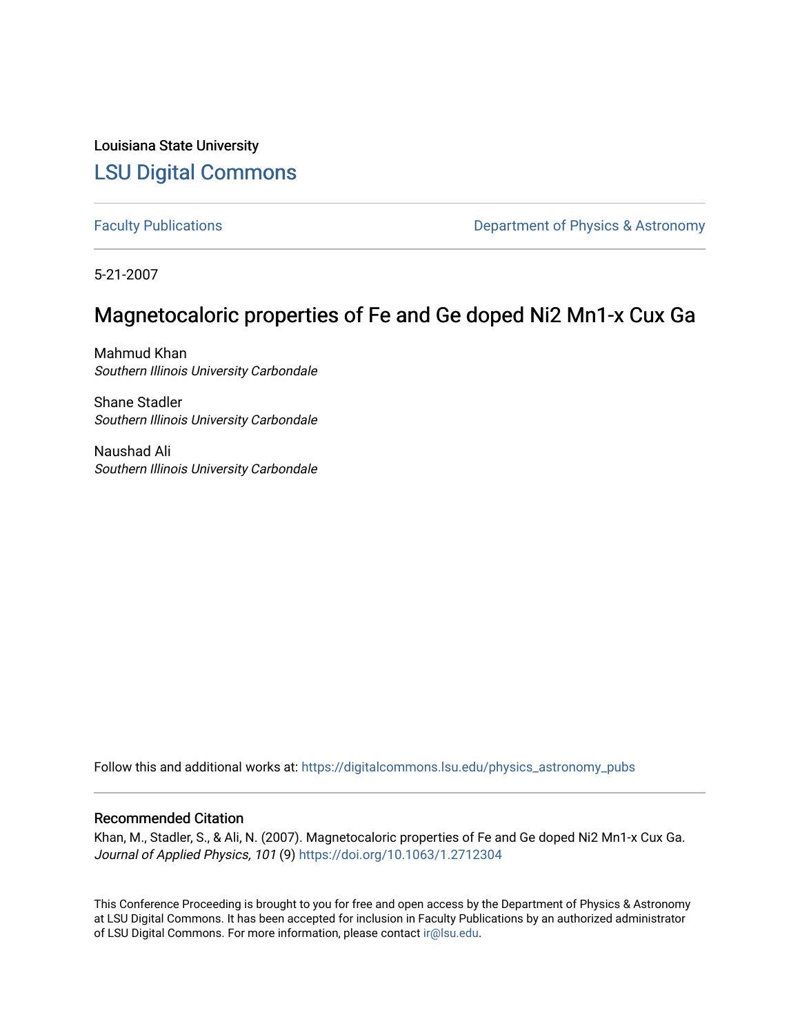Louisiana State University

LSU Digital Commons

Faculty Publications

Department of Physics & Astronomy

5-21-2007

# Magnetocaloric properties of Fe and Ge doped Ni2 Mn1-x Cux Ga

Mahmud Khan
*Southern Illinois University Carbondale*

Shane Stadler
*Southern Illinois University Carbondale*

Naushad Ali
*Southern Illinois University Carbondale*

Follow this and additional works at: https://digitalcommons.lsu.edu/physics_astronomy_pubs

## Recommended Citation

Khan, M., Stadler, S., & Ali, N. (2007). Magnetocaloric properties of Fe and Ge doped Ni2 Mn1-x Cux Ga. *Journal of Applied Physics, 101* (9) https://doi.org/10.1063/1.2712304

This Conference Proceeding is brought to you for free and open access by the Department of Physics & Astronomy at LSU Digital Commons. It has been accepted for inclusion in Faculty Publications by an authorized administrator of LSU Digital Commons. For more information, please contact ir@lsu.edu.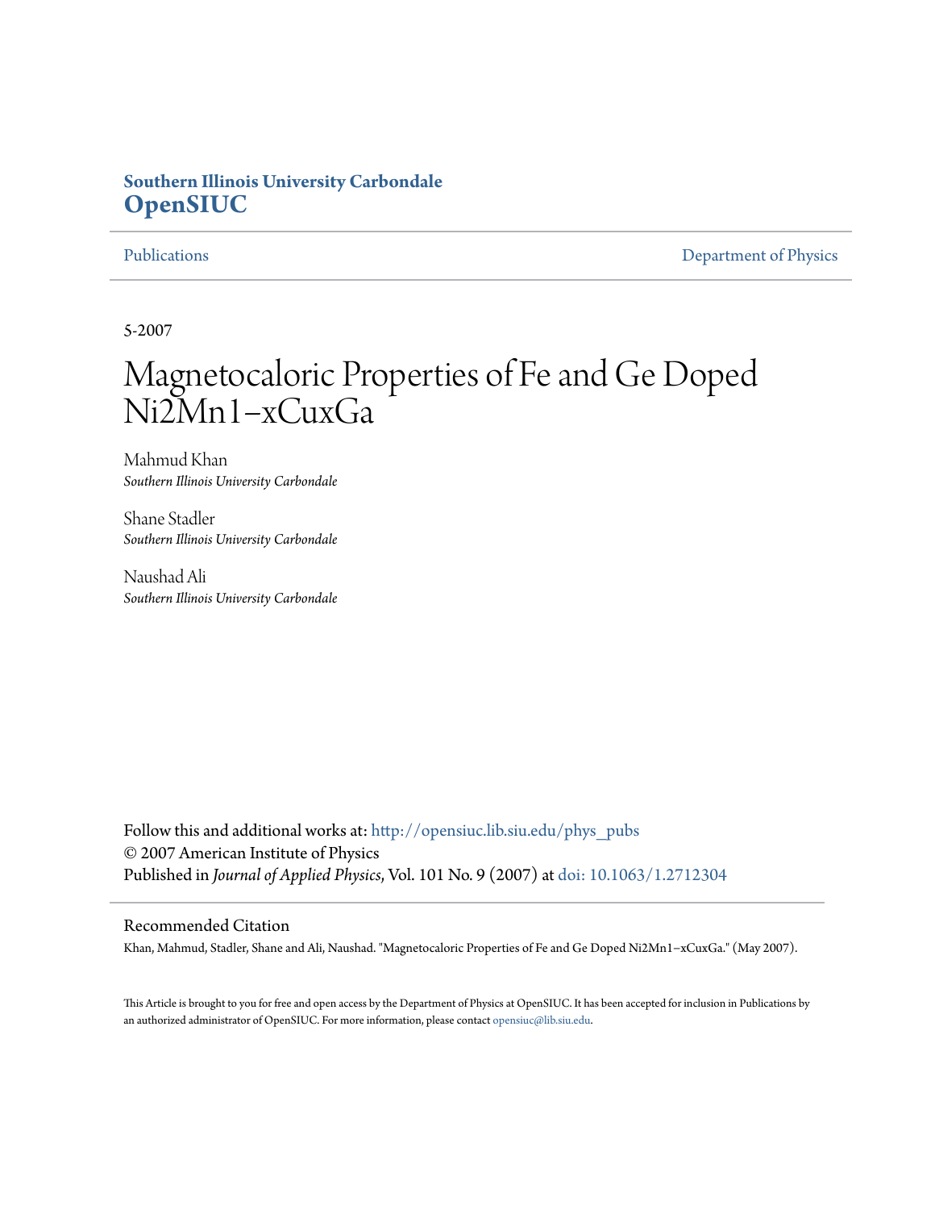Southern Illinois University Carbondale
**OpenSIUC**

Publications | Department of Physics

5-2007

# Magnetocaloric Properties of Fe and Ge Doped Ni2Mn1−xCuxGa

Mahmud Khan
*Southern Illinois University Carbondale*

Shane Stadler
*Southern Illinois University Carbondale*

Naushad Ali
*Southern Illinois University Carbondale*

Follow this and additional works at: http://opensiuc.lib.siu.edu/phys_pubs
© 2007 American Institute of Physics
Published in *Journal of Applied Physics*, Vol. 101 No. 9 (2007) at doi: 10.1063/1.2712304

## Recommended Citation

Khan, Mahmud, Stadler, Shane and Ali, Naushad. "Magnetocaloric Properties of Fe and Ge Doped Ni2Mn1−xCuxGa." (May 2007).

This Article is brought to you for free and open access by the Department of Physics at OpenSIUC. It has been accepted for inclusion in Publications by an authorized administrator of OpenSIUC. For more information, please contact opensiuc@lib.siu.edu.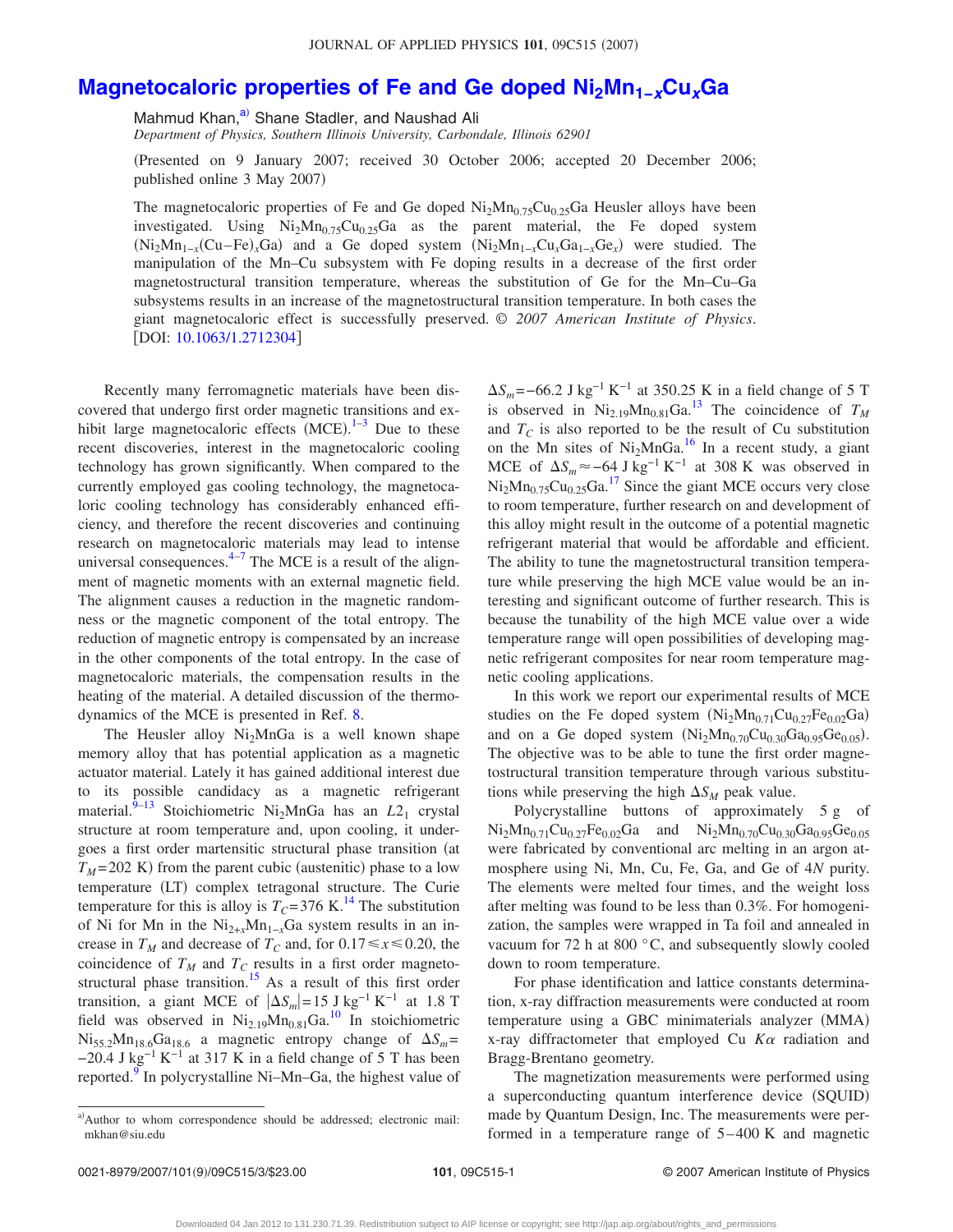# Magnetocaloric properties of Fe and Ge doped $Ni_2Mn_{1-x}Cu_xGa$

Mahmud Khan,[a] Shane Stadler, and Naushad Ali

*Department of Physics, Southern Illinois University, Carbondale, Illinois 62901*

(Presented on 9 January 2007; received 30 October 2006; accepted 20 December 2006; published online 3 May 2007)

The magnetocaloric properties of Fe and Ge doped $Ni_2Mn_{0.75}Cu_{0.25}Ga$ Heusler alloys have been investigated. Using $Ni_2Mn_{0.75}Cu_{0.25}Ga$ as the parent material, the Fe doped system ($Ni_2Mn_{1-x}(Cu-Fe)_xGa$) and a Ge doped system ($Ni_2Mn_{1-x}Cu_xGa_{1-x}Ge_x$) were studied. The manipulation of the Mn–Cu subsystem with Fe doping results in a decrease of the first order magnetostructural transition temperature, whereas the substitution of Ge for the Mn–Cu–Ga subsystems results in an increase of the magnetostructural transition temperature. In both cases the giant magnetocaloric effect is successfully preserved. © *2007 American Institute of Physics*. [DOI: 10.1063/1.2712304]

Recently many ferromagnetic materials have been discovered that undergo first order magnetic transitions and exhibit large magnetocaloric effects (MCE).[1–3] Due to these recent discoveries, interest in the magnetocaloric cooling technology has grown significantly. When compared to the currently employed gas cooling technology, the magnetocaloric cooling technology has considerably enhanced efficiency, and therefore the recent discoveries and continuing research on magnetocaloric materials may lead to intense universal consequences.[4–7] The MCE is a result of the alignment of magnetic moments with an external magnetic field. The alignment causes a reduction in the magnetic randomness or the magnetic component of the total entropy. The reduction of magnetic entropy is compensated by an increase in the other components of the total entropy. In the case of magnetocaloric materials, the compensation results in the heating of the material. A detailed discussion of the thermodynamics of the MCE is presented in Ref. 8.

The Heusler alloy $Ni_2MnGa$ is a well known shape memory alloy that has potential application as a magnetic actuator material. Lately it has gained additional interest due to its possible candidacy as a magnetic refrigerant material.[9–13] Stoichiometric $Ni_2MnGa$ has an $L2_1$ crystal structure at room temperature and, upon cooling, it undergoes a first order martensitic structural phase transition (at $T_M$=202 K) from the parent cubic (austenitic) phase to a low temperature (LT) complex tetragonal structure. The Curie temperature for this is alloy is $T_C$=376 K.[14] The substitution of Ni for Mn in the $Ni_{2+x}Mn_{1-x}Ga$ system results in an increase in $T_M$ and decrease of $T_C$ and, for $0.17 \leq x \leq 0.20$, the coincidence of $T_M$ and $T_C$ results in a first order magnetostructural phase transition.[15] As a result of this first order transition, a giant MCE of $|\Delta S_m|$=15 J kg$^{-1}$ K$^{-1}$ at 1.8 T field was observed in $Ni_{2.19}Mn_{0.81}Ga$.[10] In stoichiometric $Ni_{55.2}Mn_{18.6}Ga_{18.6}$ a magnetic entropy change of $\Delta S_m$=−20.4 J kg$^{-1}$ K$^{-1}$ at 317 K in a field change of 5 T has been reported.[9] In polycrystalline Ni–Mn–Ga, the highest value of $\Delta S_m$=−66.2 J kg$^{-1}$ K$^{-1}$ at 350.25 K in a field change of 5 T is observed in $Ni_{2.19}Mn_{0.81}Ga$.[13] The coincidence of $T_M$ and $T_C$ is also reported to be the result of Cu substitution on the Mn sites of $Ni_2MnGa$.[16] In a recent study, a giant MCE of $\Delta S_m \approx -64$ J kg$^{-1}$ K$^{-1}$ at 308 K was observed in $Ni_2Mn_{0.75}Cu_{0.25}Ga$.[17] Since the giant MCE occurs very close to room temperature, further research on and development of this alloy might result in the outcome of a potential magnetic refrigerant material that would be affordable and efficient. The ability to tune the magnetostructural transition temperature while preserving the high MCE value would be an interesting and significant outcome of further research. This is because the tunability of the high MCE value over a wide temperature range will open possibilities of developing magnetic refrigerant composites for near room temperature magnetic cooling applications.

In this work we report our experimental results of MCE studies on the Fe doped system ($Ni_2Mn_{0.71}Cu_{0.27}Fe_{0.02}Ga$) and on a Ge doped system ($Ni_2Mn_{0.70}Cu_{0.30}Ga_{0.95}Ge_{0.05}$). The objective was to be able to tune the first order magnetostructural transition temperature through various substitutions while preserving the high $\Delta S_M$ peak value.

Polycrystalline buttons of approximately 5 g of $Ni_2Mn_{0.71}Cu_{0.27}Fe_{0.02}Ga$ and $Ni_2Mn_{0.70}Cu_{0.30}Ga_{0.95}Ge_{0.05}$ were fabricated by conventional arc melting in an argon atmosphere using Ni, Mn, Cu, Fe, Ga, and Ge of 4*N* purity. The elements were melted four times, and the weight loss after melting was found to be less than 0.3%. For homogenization, the samples were wrapped in Ta foil and annealed in vacuum for 72 h at 800 °C, and subsequently slowly cooled down to room temperature.

For phase identification and lattice constants determination, x-ray diffraction measurements were conducted at room temperature using a GBC minimaterials analyzer (MMA) x-ray diffractometer that employed Cu $K\alpha$ radiation and Bragg-Brentano geometry.

The magnetization measurements were performed using a superconducting quantum interference device (SQUID) made by Quantum Design, Inc. The measurements were performed in a temperature range of 5–400 K and magnetic

[a]Author to whom correspondence should be addressed; electronic mail: mkhan@siu.edu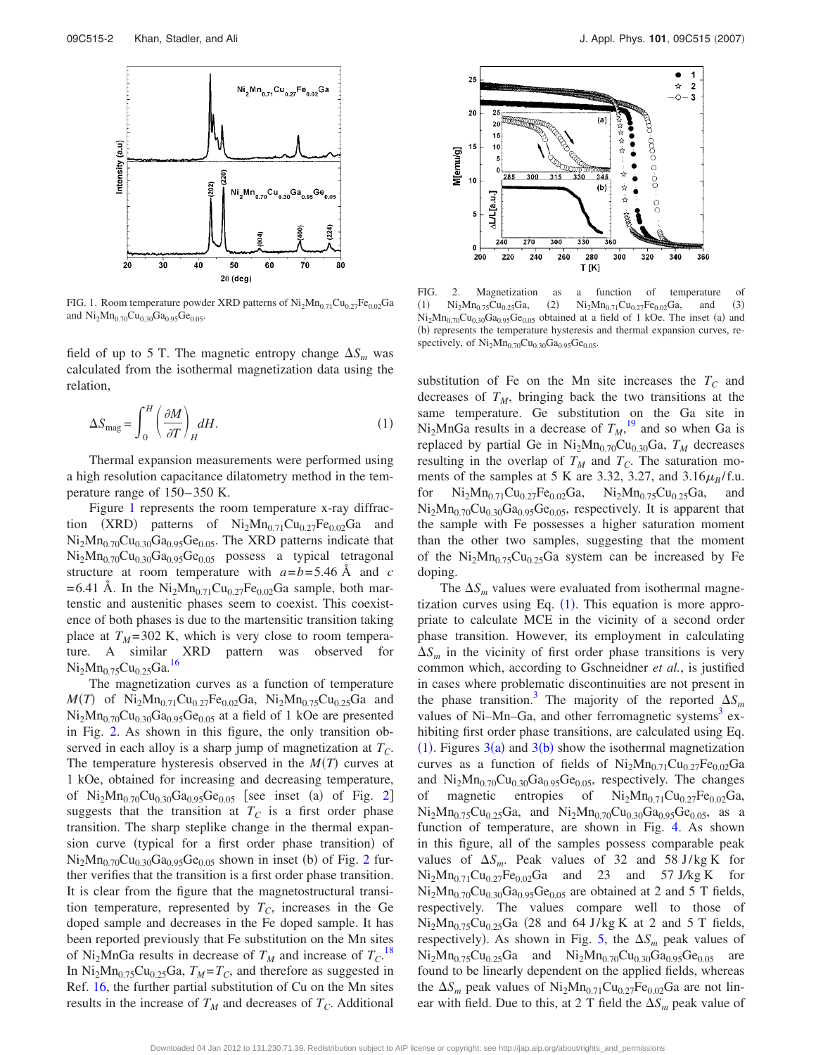FIG. 1. Room temperature powder XRD patterns of $Ni_2Mn_{0.71}Cu_{0.27}Fe_{0.02}Ga$ and $Ni_2Mn_{0.70}Cu_{0.30}Ga_{0.95}Ge_{0.05}$.

field of up to 5 T. The magnetic entropy change $\Delta S_m$ was calculated from the isothermal magnetization data using the relation,

$$\Delta S_{\text{mag}} = \int_0^H \left(\frac{\partial M}{\partial T}\right)_H dH. \tag{1}$$

Thermal expansion measurements were performed using a high resolution capacitance dilatometry method in the temperature range of 150–350 K.

Figure 1 represents the room temperature x-ray diffraction (XRD) patterns of $Ni_2Mn_{0.71}Cu_{0.27}Fe_{0.02}Ga$ and $Ni_2Mn_{0.70}Cu_{0.30}Ga_{0.95}Ge_{0.05}$. The XRD patterns indicate that $Ni_2Mn_{0.70}Cu_{0.30}Ga_{0.95}Ge_{0.05}$ possess a typical tetragonal structure at room temperature with $a=b=5.46$ Å and $c=6.41$ Å. In the $Ni_2Mn_{0.71}Cu_{0.27}Fe_{0.02}Ga$ sample, both martenstic and austenitic phases seem to coexist. This coexistence of both phases is due to the martensitic transition taking place at $T_M=302$ K, which is very close to room temperature. A similar XRD pattern was observed for $Ni_2Mn_{0.75}Cu_{0.25}Ga$.[16]

The magnetization curves as a function of temperature $M(T)$ of $Ni_2Mn_{0.71}Cu_{0.27}Fe_{0.02}Ga$, $Ni_2Mn_{0.75}Cu_{0.25}Ga$ and $Ni_2Mn_{0.70}Cu_{0.30}Ga_{0.95}Ge_{0.05}$ at a field of 1 kOe are presented in Fig. 2. As shown in this figure, the only transition observed in each alloy is a sharp jump of magnetization at $T_C$. The temperature hysteresis observed in the $M(T)$ curves at 1 kOe, obtained for increasing and decreasing temperature, of $Ni_2Mn_{0.70}Cu_{0.30}Ga_{0.95}Ge_{0.05}$ [see inset (a) of Fig. 2] suggests that the transition at $T_C$ is a first order phase transition. The sharp steplike change in the thermal expansion curve (typical for a first order phase transition) of $Ni_2Mn_{0.70}Cu_{0.30}Ga_{0.95}Ge_{0.05}$ shown in inset (b) of Fig. 2 further verifies that the transition is a first order phase transition. It is clear from the figure that the magnetostructural transition temperature, represented by $T_C$, increases in the Ge doped sample and decreases in the Fe doped sample. It has been reported previously that Fe substitution on the Mn sites of $Ni_2MnGa$ results in decrease of $T_M$ and increase of $T_C$.[18] In $Ni_2Mn_{0.75}Cu_{0.25}Ga$, $T_M=T_C$, and therefore as suggested in Ref. 16, the further partial substitution of Cu on the Mn sites results in the increase of $T_M$ and decreases of $T_C$. Additional

FIG. 2. Magnetization as a function of temperature of (1) $Ni_2Mn_{0.75}Cu_{0.25}Ga$, (2) $Ni_2Mn_{0.71}Cu_{0.27}Fe_{0.02}Ga$, and (3) $Ni_2Mn_{0.70}Cu_{0.30}Ga_{0.95}Ge_{0.05}$ obtained at a field of 1 kOe. The inset (a) and (b) represents the temperature hysteresis and thermal expansion curves, respectively, of $Ni_2Mn_{0.70}Cu_{0.30}Ga_{0.95}Ge_{0.05}$.

substitution of Fe on the Mn site increases the $T_C$ and decreases of $T_M$, bringing back the two transitions at the same temperature. Ge substitution on the Ga site in $Ni_2MnGa$ results in a decrease of $T_M$,[19] and so when Ga is replaced by partial Ge in $Ni_2Mn_{0.70}Cu_{0.30}Ga$, $T_M$ decreases resulting in the overlap of $T_M$ and $T_C$. The saturation moments of the samples at 5 K are 3.32, 3.27, and $3.16\mu_B$/f.u. for $Ni_2Mn_{0.71}Cu_{0.27}Fe_{0.02}Ga$, $Ni_2Mn_{0.75}Cu_{0.25}Ga$, and $Ni_2Mn_{0.70}Cu_{0.30}Ga_{0.95}Ge_{0.05}$, respectively. It is apparent that the sample with Fe possesses a higher saturation moment than the other two samples, suggesting that the moment of the $Ni_2Mn_{0.75}Cu_{0.25}Ga$ system can be increased by Fe doping.

The $\Delta S_m$ values were evaluated from isothermal magnetization curves using Eq. (1). This equation is more appropriate to calculate MCE in the vicinity of a second order phase transition. However, its employment in calculating $\Delta S_m$ in the vicinity of first order phase transitions is very common which, according to Gschneidner *et al.*, is justified in cases where problematic discontinuities are not present in the phase transition.[3] The majority of the reported $\Delta S_m$ values of Ni–Mn–Ga, and other ferromagnetic systems[3] exhibiting first order phase transitions, are calculated using Eq. (1). Figures 3(a) and 3(b) show the isothermal magnetization curves as a function of fields of $Ni_2Mn_{0.71}Cu_{0.27}Fe_{0.02}Ga$ and $Ni_2Mn_{0.70}Cu_{0.30}Ga_{0.95}Ge_{0.05}$, respectively. The changes of magnetic entropies of $Ni_2Mn_{0.71}Cu_{0.27}Fe_{0.02}Ga$, $Ni_2Mn_{0.75}Cu_{0.25}Ga$, and $Ni_2Mn_{0.70}Cu_{0.30}Ga_{0.95}Ge_{0.05}$, as a function of temperature, are shown in Fig. 4. As shown in this figure, all of the samples possess comparable peak values of $\Delta S_m$. Peak values of 32 and 58 J/kg K for $Ni_2Mn_{0.71}Cu_{0.27}Fe_{0.02}Ga$ and 23 and 57 J/kg K for $Ni_2Mn_{0.70}Cu_{0.30}Ga_{0.95}Ge_{0.05}$ are obtained at 2 and 5 T fields, respectively. The values compare well to those of $Ni_2Mn_{0.75}Cu_{0.25}Ga$ (28 and 64 J/kg K at 2 and 5 T fields, respectively). As shown in Fig. 5, the $\Delta S_m$ peak values of $Ni_2Mn_{0.75}Cu_{0.25}Ga$ and $Ni_2Mn_{0.70}Cu_{0.30}Ga_{0.95}Ge_{0.05}$ are found to be linearly dependent on the applied fields, whereas the $\Delta S_m$ peak values of $Ni_2Mn_{0.71}Cu_{0.27}Fe_{0.02}Ga$ are not linear with field. Due to this, at 2 T field the $\Delta S_m$ peak value of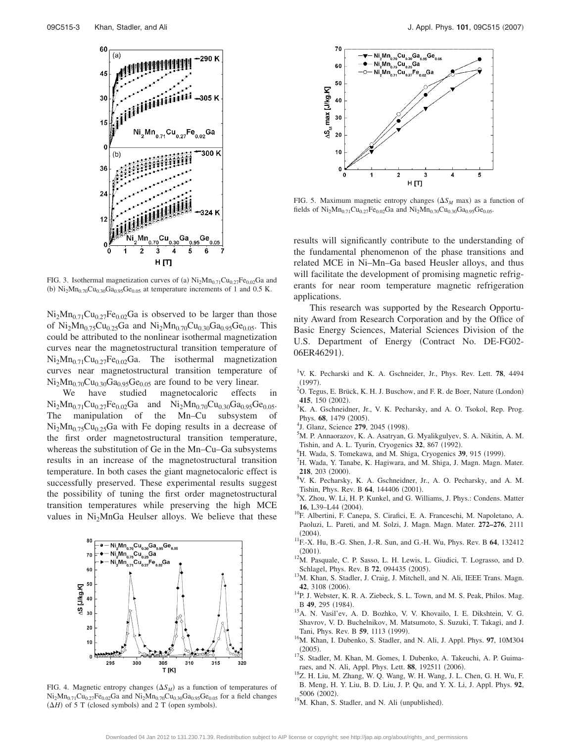(a)

290 K

305 K

$Ni_2Mn_{0.71}Cu_{0.27}Fe_{0.02}Ga$

(b)

300 K

324 K

$Ni_2Mn_{0.70}Cu_{0.30}Ga_{0.95}Ge_{0.05}$

H [T]

FIG. 3. Isothermal magnetization curves of (a) $Ni_2Mn_{0.71}Cu_{0.27}Fe_{0.02}Ga$ and (b) $Ni_2Mn_{0.70}Cu_{0.30}Ga_{0.95}Ge_{0.05}$ at temperature increments of 1 and 0.5 K.

$Ni_2Mn_{0.71}Cu_{0.27}Fe_{0.02}Ga$ is observed to be larger than those of $Ni_2Mn_{0.75}Cu_{0.25}Ga$ and $Ni_2Mn_{0.70}Cu_{0.30}Ga_{0.95}Ge_{0.05}$. This could be attributed to the nonlinear isothermal magnetization curves near the magnetostructural transition temperature of $Ni_2Mn_{0.71}Cu_{0.27}Fe_{0.02}Ga$. The isothermal magnetization curves near magnetostructural transition temperature of $Ni_2Mn_{0.70}Cu_{0.30}Ga_{0.95}Ge_{0.05}$ are found to be very linear.

We have studied magnetocaloric effects in $Ni_2Mn_{0.71}Cu_{0.27}Fe_{0.02}Ga$ and $Ni_2Mn_{0.70}Cu_{0.30}Ga_{0.95}Ge_{0.05}$. The manipulation of the Mn–Cu subsystem of $Ni_2Mn_{0.75}Cu_{0.25}Ga$ with Fe doping results in a decrease of the first order magnetostructural transition temperature, whereas the substitution of Ge in the Mn–Cu–Ga subsystems results in an increase of the magnetostructural transition temperature. In both cases the giant magnetocaloric effect is successfully preserved. These experimental results suggest the possibility of tuning the first order magnetostructural transition temperatures while preserving the high MCE values in $Ni_2MnGa$ Heulser alloys. We believe that these

$Ni_2Mn_{0.70}Cu_{0.30}Ga_{0.95}Ge_{0.05}$

$Ni_2Mn_{0.75}Cu_{0.25}Ga$

$Ni_2Mn_{0.71}Cu_{0.27}Fe_{0.02}Ga$

ΔS [J/kg.K]

T [K]

FIG. 4. Magnetic entropy changes ($\Delta S_M$) as a function of temperatures of $Ni_2Mn_{0.71}Cu_{0.27}Fe_{0.02}Ga$ and $Ni_2Mn_{0.70}Cu_{0.30}Ga_{0.95}Ge_{0.05}$ for a field changes ($\Delta H$) of 5 T (closed symbols) and 2 T (open symbols).

$Ni_2Mn_{0.70}Cu_{0.30}Ga_{0.95}Ge_{0.05}$

$Ni_2Mn_{0.75}Cu_{0.25}Ga$

$Ni_2Mn_{0.71}Cu_{0.27}Fe_{0.02}Ga$

$\Delta S_M$ max [J/kg.K]

H [T]

FIG. 5. Maximum magnetic entropy changes ($\Delta S_M$ max) as a function of fields of $Ni_2Mn_{0.71}Cu_{0.27}Fe_{0.02}Ga$ and $Ni_2Mn_{0.70}Cu_{0.30}Ga_{0.95}Ge_{0.05}$.

results will significantly contribute to the understanding of the fundamental phenomenon of the phase transitions and related MCE in Ni–Mn–Ga based Heusler alloys, and thus will facilitate the development of promising magnetic refrigerants for near room temperature magnetic refrigeration applications.

This research was supported by the Research Opportunity Award from Research Corporation and by the Office of Basic Energy Sciences, Material Sciences Division of the U.S. Department of Energy (Contract No. DE-FG02-06ER46291).

[1] V. K. Pecharski and K. A. Gschneider, Jr., Phys. Rev. Lett. **78**, 4494 (1997).
[2] O. Tegus, E. Brück, K. H. J. Buschow, and F. R. de Boer, Nature (London) **415**, 150 (2002).
[3] K. A. Gschneidner, Jr., V. K. Pecharsky, and A. O. Tsokol, Rep. Prog. Phys. **68**, 1479 (2005).
[4] J. Glanz, Science **279**, 2045 (1998).
[5] M. P. Annaorazov, K. A. Asatryan, G. Myalikgulyev, S. A. Nikitin, A. M. Tishin, and A. L. Tyurin, Cryogenics **32**, 867 (1992).
[6] H. Wada, S. Tomekawa, and M. Shiga, Cryogenics **39**, 915 (1999).
[7] H. Wada, Y. Tanabe, K. Hagiwara, and M. Shiga, J. Magn. Magn. Mater. **218**, 203 (2000).
[8] V. K. Pecharsky, K. A. Gschneidner, Jr., A. O. Pecharsky, and A. M. Tishin, Phys. Rev. B **64**, 144406 (2001).
[9] X. Zhou, W. Li, H. P. Kunkel, and G. Williams, J. Phys.: Condens. Matter **16**, L39–L44 (2004).
[10] F. Albertini, F. Canepa, S. Cirafici, E. A. Franceschi, M. Napoletano, A. Paoluzi, L. Pareti, and M. Solzi, J. Magn. Magn. Mater. **272–276**, 2111 (2004).
[11] F.-X. Hu, B.-G. Shen, J.-R. Sun, and G.-H. Wu, Phys. Rev. B **64**, 132412 (2001).
[12] M. Pasquale, C. P. Sasso, L. H. Lewis, L. Giudici, T. Lograsso, and D. Schlagel, Phys. Rev. B **72**, 094435 (2005).
[13] M. Khan, S. Stadler, J. Craig, J. Mitchell, and N. Ali, IEEE Trans. Magn. **42**, 3108 (2006).
[14] P. J. Webster, K. R. A. Ziebeck, S. L. Town, and M. S. Peak, Philos. Mag. B **49**, 295 (1984).
[15] A. N. Vasil'ev, A. D. Bozhko, V. V. Khovailo, I. E. Dikshtein, V. G. Shavrov, V. D. Buchelnikov, M. Matsumoto, S. Suzuki, T. Takagi, and J. Tani, Phys. Rev. B **59**, 1113 (1999).
[16] M. Khan, I. Dubenko, S. Stadler, and N. Ali, J. Appl. Phys. **97**, 10M304 (2005).
[17] S. Stadler, M. Khan, M. Gomes, I. Dubenko, A. Takeuchi, A. P. Guimaraes, and N. Ali, Appl. Phys. Lett. **88**, 192511 (2006).
[18] Z. H. Liu, M. Zhang, W. Q. Wang, W. H. Wang, J. L. Chen, G. H. Wu, F. B. Meng, H. Y. Liu, B. D. Liu, J. P. Qu, and Y. X. Li, J. Appl. Phys. **92**, 5006 (2002).
[19] M. Khan, S. Stadler, and N. Ali (unpublished).